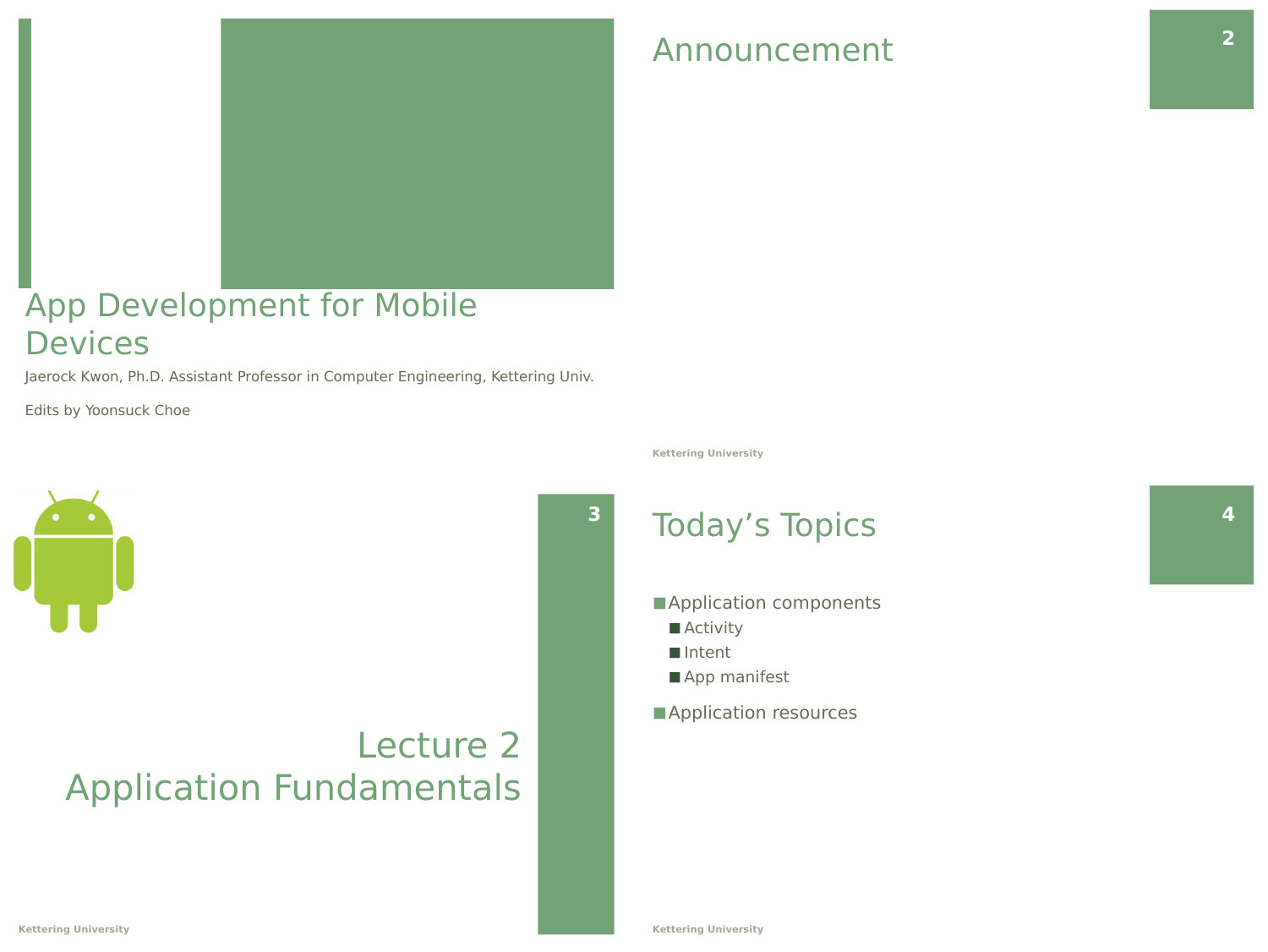# App Development for Mobile Devices

Jaerock Kwon, Ph.D. Assistant Professor in Computer Engineering, Kettering Univ.

Edits by Yoonsuck Choe

## Announcement

# Lecture 2
# Application Fundamentals

## Today's Topics

- Application components
  - Activity
  - Intent
  - App manifest
- Application resources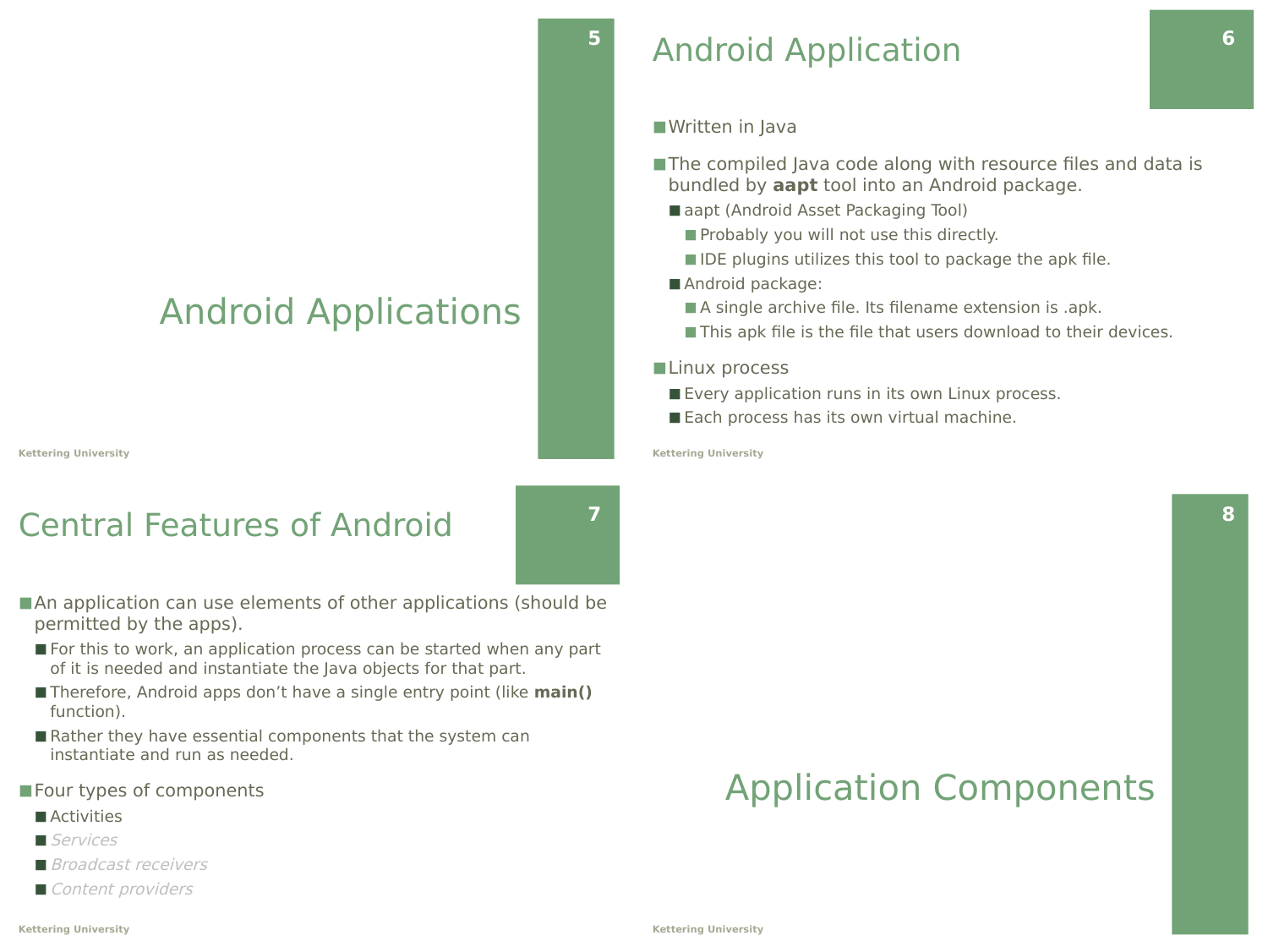# Android Applications

## Android Application

- Written in Java
- The compiled Java code along with resource files and data is bundled by **aapt** tool into an Android package.
  - aapt (Android Asset Packaging Tool)
    - Probably you will not use this directly.
    - IDE plugins utilizes this tool to package the apk file.
  - Android package:
    - A single archive file. Its filename extension is .apk.
    - This apk file is the file that users download to their devices.
- Linux process
  - Every application runs in its own Linux process.
  - Each process has its own virtual machine.

## Central Features of Android

- An application can use elements of other applications (should be permitted by the apps).
  - For this to work, an application process can be started when any part of it is needed and instantiate the Java objects for that part.
  - Therefore, Android apps don't have a single entry point (like **main()** function).
  - Rather they have essential components that the system can instantiate and run as needed.
- Four types of components
  - Activities
  - *Services*
  - *Broadcast receivers*
  - *Content providers*

# Application Components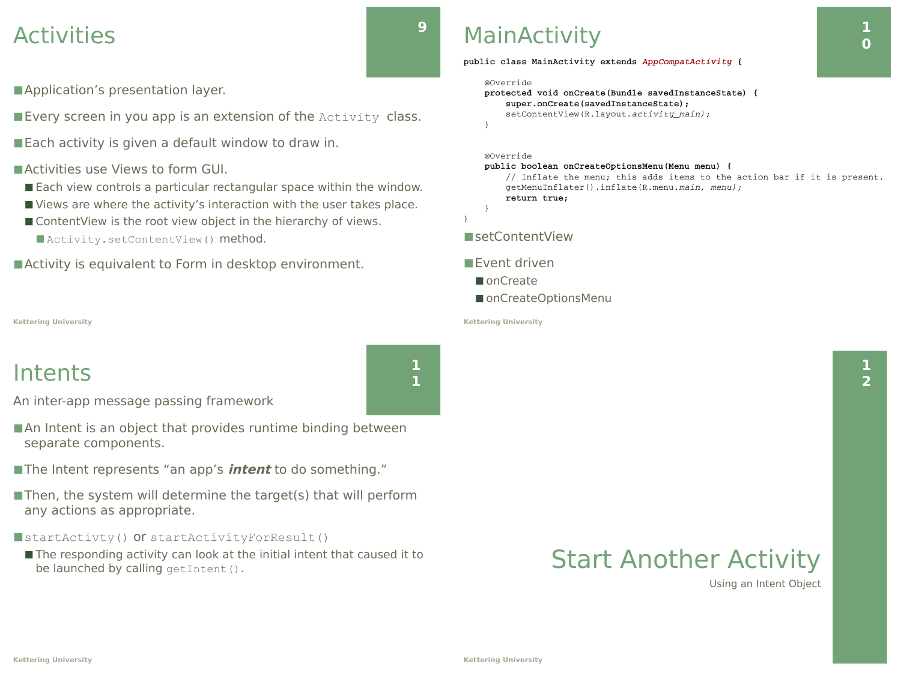# Activities

- Application's presentation layer.
- Every screen in you app is an extension of the `Activity` class.
- Each activity is given a default window to draw in.
- Activities use Views to form GUI.
  - Each view controls a particular rectangular space within the window.
  - Views are where the activity's interaction with the user takes place.
  - ContentView is the root view object in the hierarchy of views.
    - `Activity.setContentView()` method.
- Activity is equivalent to Form in desktop environment.

# MainActivity

```
public class MainActivity extends AppCompatActivity {

    @Override
    protected void onCreate(Bundle savedInstanceState) {
        super.onCreate(savedInstanceState);
        setContentView(R.layout.activity_main);
    }


    @Override
    public boolean onCreateOptionsMenu(Menu menu) {
        // Inflate the menu; this adds items to the action bar if it is present.
        getMenuInflater().inflate(R.menu.main, menu);
        return true;
    }
}
```

- setContentView
- Event driven
  - onCreate
  - onCreateOptionsMenu

# Intents

An inter-app message passing framework

- An Intent is an object that provides runtime binding between separate components.
- The Intent represents "an app's ***intent*** to do something."
- Then, the system will determine the target(s) that will perform any actions as appropriate.
- `startActivty()` or `startActivityForResult()`
  - The responding activity can look at the initial intent that caused it to be launched by calling `getIntent()`.

# Start Another Activity

Using an Intent Object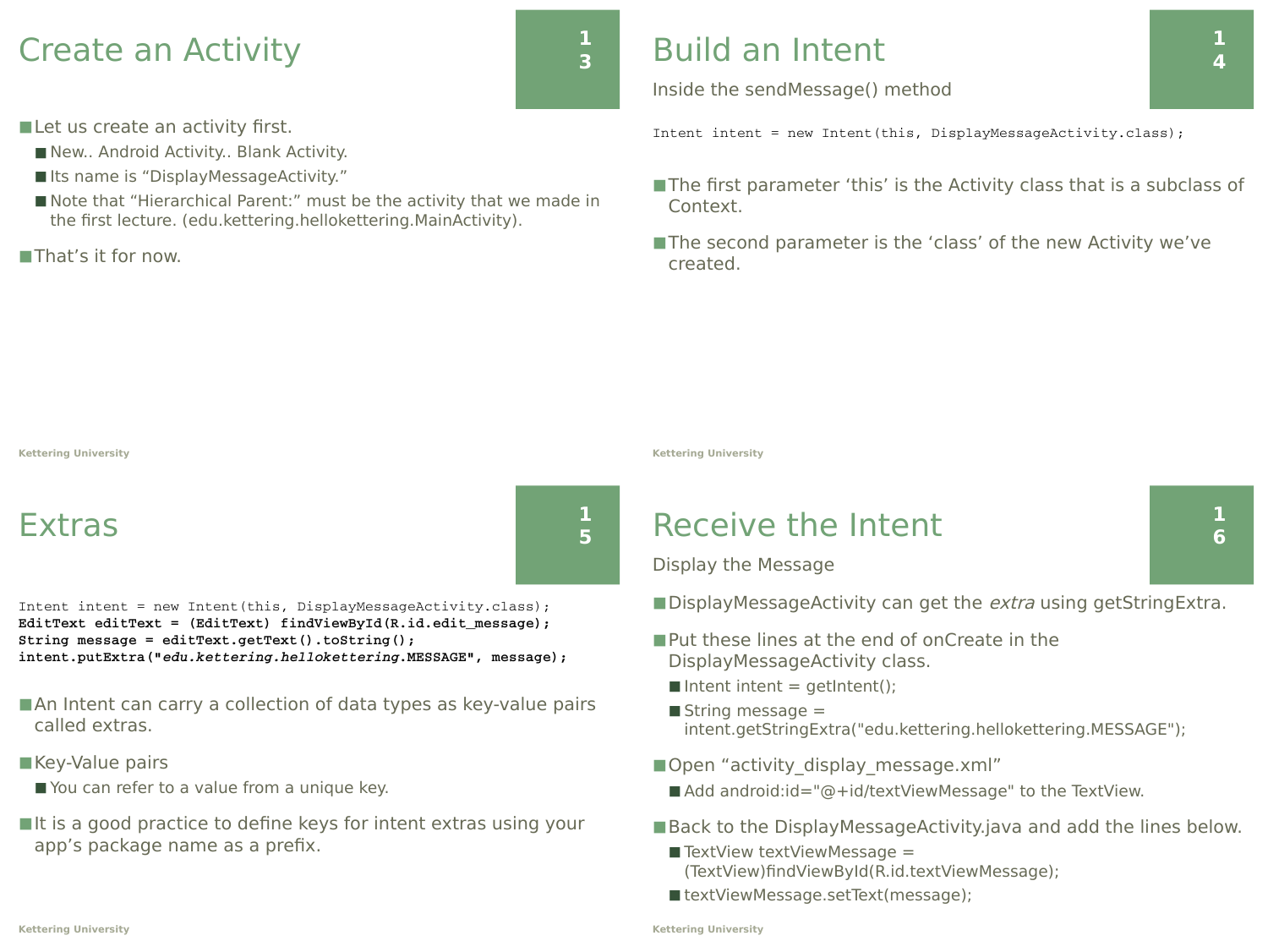# Create an Activity

- Let us create an activity first.
  - New.. Android Activity.. Blank Activity.
  - Its name is “DisplayMessageActivity.”
  - Note that “Hierarchical Parent:” must be the activity that we made in the first lecture. (edu.kettering.hellokettering.MainActivity).
- That’s it for now.

# Build an Intent

Inside the sendMessage() method

```
Intent intent = new Intent(this, DisplayMessageActivity.class);
```

- The first parameter ‘this’ is the Activity class that is a subclass of Context.
- The second parameter is the ‘class’ of the new Activity we’ve created.

# Extras

```
Intent intent = new Intent(this, DisplayMessageActivity.class);
EditText editText = (EditText) findViewById(R.id.edit_message);
String message = editText.getText().toString();
intent.putExtra("edu.kettering.hellokettering.MESSAGE", message);
```

- An Intent can carry a collection of data types as key-value pairs called extras.
- Key-Value pairs
  - You can refer to a value from a unique key.
- It is a good practice to define keys for intent extras using your app’s package name as a prefix.

# Receive the Intent

Display the Message

- DisplayMessageActivity can get the *extra* using getStringExtra.
- Put these lines at the end of onCreate in the DisplayMessageActivity class.
  - Intent intent = getIntent();
  - String message = intent.getStringExtra("edu.kettering.hellokettering.MESSAGE");
- Open “activity_display_message.xml”
  - Add android:id="@+id/textViewMessage" to the TextView.
- Back to the DisplayMessageActivity.java and add the lines below.
  - TextView textViewMessage = (TextView)findViewById(R.id.textViewMessage);
  - textViewMessage.setText(message);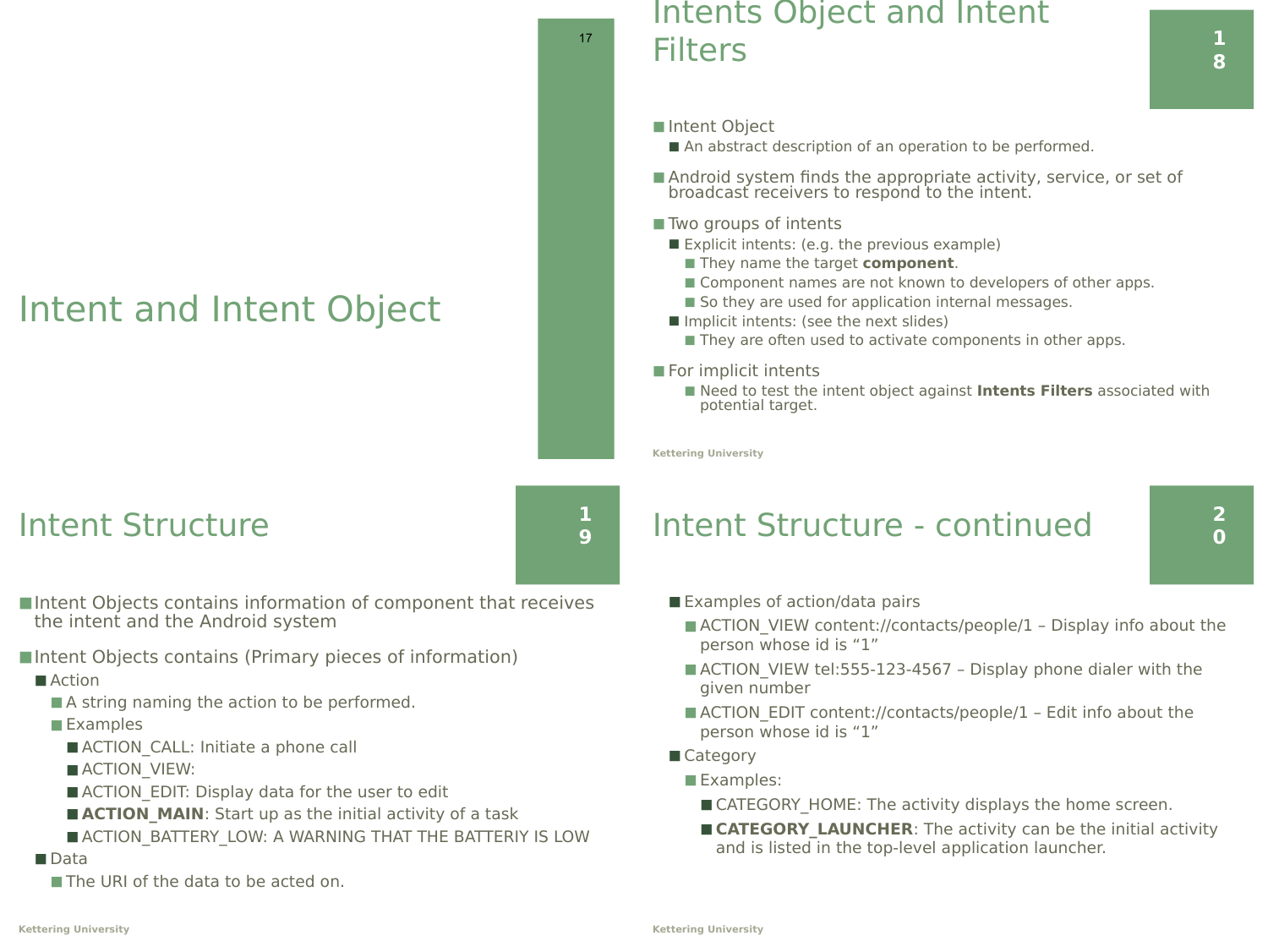# Intent and Intent Object

# Intents Object and Intent Filters

- Intent Object
  - An abstract description of an operation to be performed.
- Android system finds the appropriate activity, service, or set of broadcast receivers to respond to the intent.
- Two groups of intents
  - Explicit intents: (e.g. the previous example)
    - They name the target **component**.
    - Component names are not known to developers of other apps.
    - So they are used for application internal messages.
  - Implicit intents: (see the next slides)
    - They are often used to activate components in other apps.
- For implicit intents
    - Need to test the intent object against **Intents Filters** associated with potential target.

# Intent Structure

- Intent Objects contains information of component that receives the intent and the Android system
- Intent Objects contains (Primary pieces of information)
  - Action
    - A string naming the action to be performed.
    - Examples
      - ACTION_CALL: Initiate a phone call
      - ACTION_VIEW:
      - ACTION_EDIT: Display data for the user to edit
      - **ACTION_MAIN**: Start up as the initial activity of a task
      - ACTION_BATTERY_LOW: A WARNING THAT THE BATTERIY IS LOW
  - Data
    - The URI of the data to be acted on.

# Intent Structure - continued

- Examples of action/data pairs
  - ACTION_VIEW content://contacts/people/1 – Display info about the person whose id is "1"
  - ACTION_VIEW tel:555-123-4567 – Display phone dialer with the given number
  - ACTION_EDIT content://contacts/people/1 – Edit info about the person whose id is "1"
- Category
  - Examples:
    - CATEGORY_HOME: The activity displays the home screen.
    - **CATEGORY_LAUNCHER**: The activity can be the initial activity and is listed in the top-level application launcher.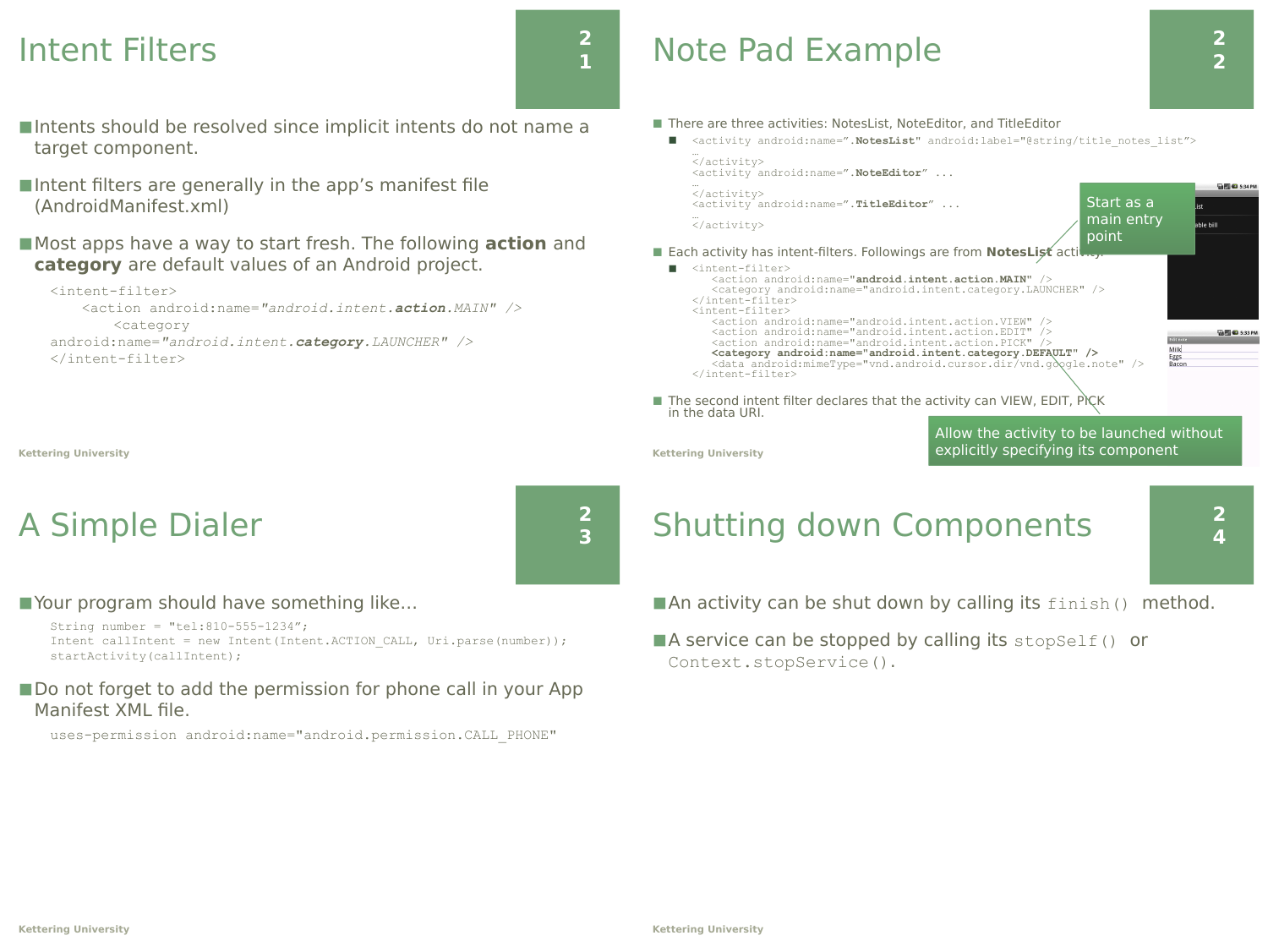# Intent Filters

- Intents should be resolved since implicit intents do not name a target component.
- Intent filters are generally in the app's manifest file (AndroidManifest.xml)
- Most apps have a way to start fresh. The following **action** and **category** are default values of an Android project.

```
<intent-filter>
    <action android:name="android.intent.action.MAIN" />
        <category
android:name="android.intent.category.LAUNCHER" />
</intent-filter>
```

# Note Pad Example

- There are three activities: NotesList, NoteEditor, and TitleEditor

```
<activity android:name=".NotesList" android:label="@string/title_notes_list">
…
</activity>
<activity android:name=".NoteEditor" ...
…
</activity>
<activity android:name=".TitleEditor" ...
…
</activity>
```

- Each activity has intent-filters. Followings are from **NotesList** activity.

```
<intent-filter>
    <action android:name="android.intent.action.MAIN" />
    <category android:name="android.intent.category.LAUNCHER" />
</intent-filter>
<intent-filter>
    <action android:name="android.intent.action.VIEW" />
    <action android:name="android.intent.action.EDIT" />
    <action android:name="android.intent.action.PICK" />
    <category android:name="android.intent.category.DEFAULT" />
    <data android:mimeType="vnd.android.cursor.dir/vnd.google.note" />
</intent-filter>
```

- The second intent filter declares that the activity can VIEW, EDIT, PICK in the data URI.

Start as a main entry point

Allow the activity to be launched without explicitly specifying its component

# A Simple Dialer

- Your program should have something like…

```
String number = "tel:810-555-1234";
Intent callIntent = new Intent(Intent.ACTION_CALL, Uri.parse(number));
startActivity(callIntent);
```

- Do not forget to add the permission for phone call in your App Manifest XML file.

```
uses-permission android:name="android.permission.CALL_PHONE"
```

# Shutting down Components

- An activity can be shut down by calling its `finish()` method.
- A service can be stopped by calling its `stopSelf()` or `Context.stopService()`.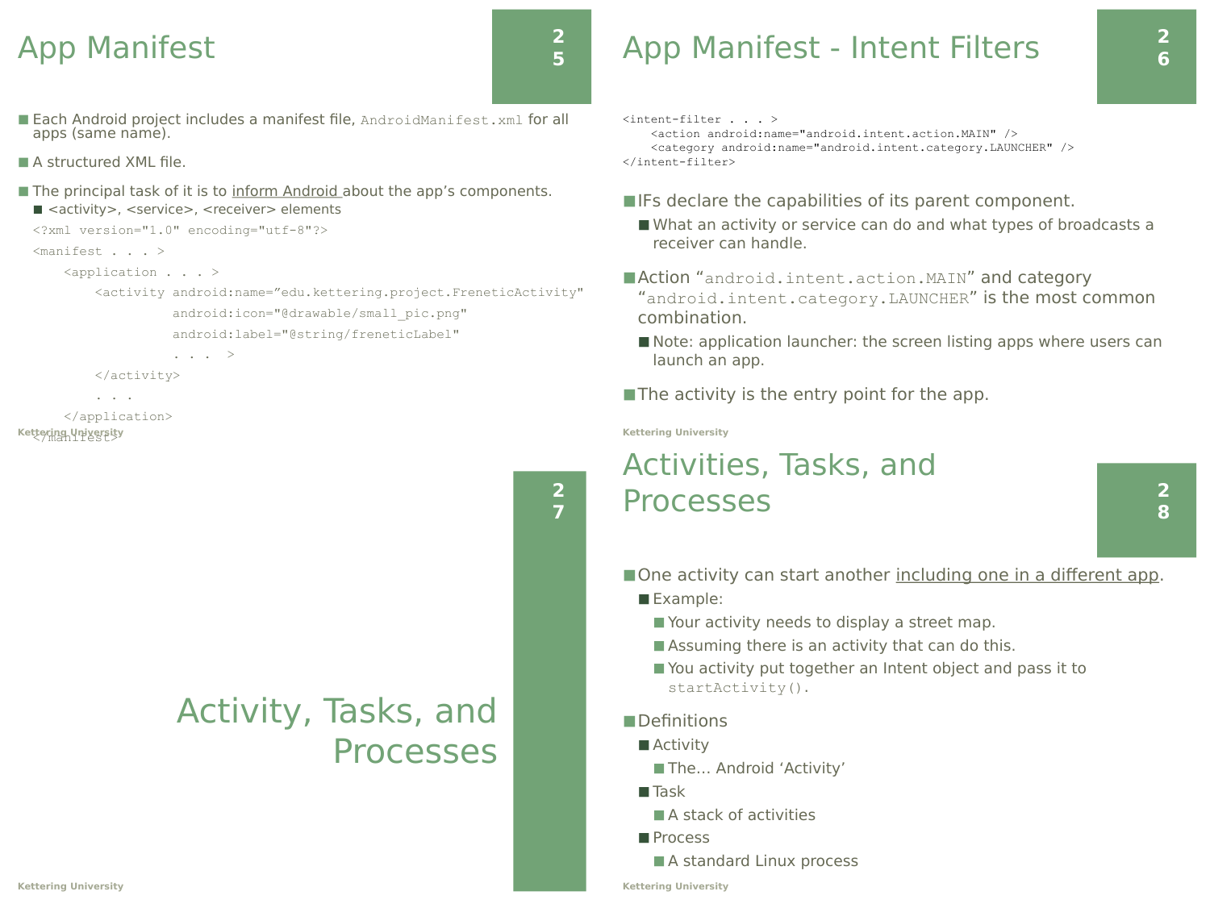# App Manifest

- Each Android project includes a manifest file, `AndroidManifest.xml` for all apps (same name).
- A structured XML file.
- The principal task of it is to inform Android about the app's components.
  - <activity>, <service>, <receiver> elements

```
<?xml version="1.0" encoding="utf-8"?>
<manifest . . . >
    <application . . . >
        <activity android:name="edu.kettering.project.FreneticActivity"
                  android:icon="@drawable/small_pic.png"
                  android:label="@string/freneticLabel"
                  . . .  >
        </activity>
        . . .
    </application>
</manifest>
```

# App Manifest - Intent Filters

```
<intent-filter . . . >
    <action android:name="android.intent.action.MAIN" />
    <category android:name="android.intent.category.LAUNCHER" />
</intent-filter>
```

- IFs declare the capabilities of its parent component.
  - What an activity or service can do and what types of broadcasts a receiver can handle.
- Action "`android.intent.action.MAIN`" and category "`android.intent.category.LAUNCHER`" is the most common combination.
  - Note: application launcher: the screen listing apps where users can launch an app.
- The activity is the entry point for the app.

# Activity, Tasks, and Processes

# Activities, Tasks, and Processes

- One activity can start another including one in a different app.
  - Example:
    - Your activity needs to display a street map.
    - Assuming there is an activity that can do this.
    - You activity put together an Intent object and pass it to `startActivity()`.
- Definitions
  - Activity
    - The… Android 'Activity'
  - Task
    - A stack of activities
  - Process
    - A standard Linux process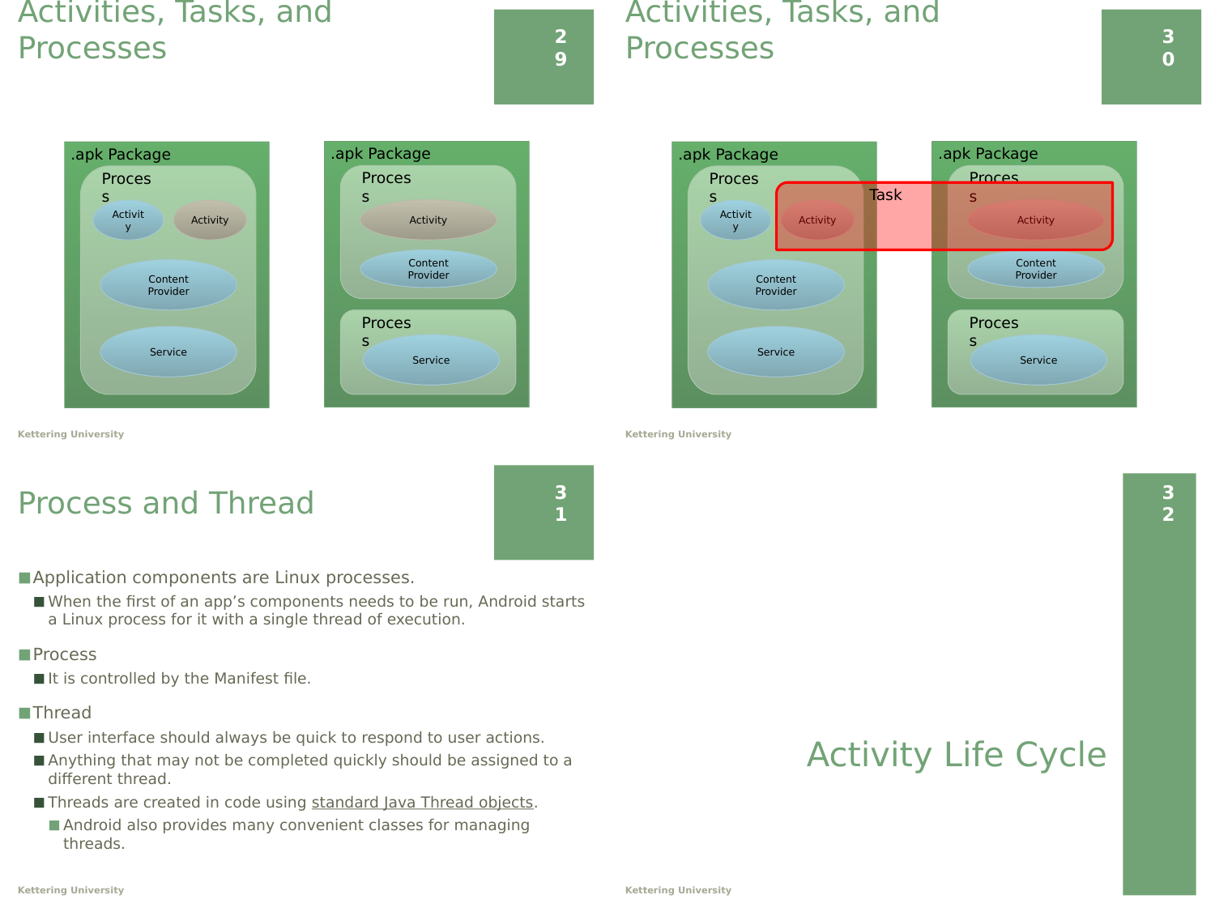# Activities, Tasks, and Processes

.apk Package

Process

Activity | Activity

Content Provider

Service

.apk Package

Process

Activity

Content Provider

Process

Service

# Activities, Tasks, and Processes

.apk Package

Process

Activity | Activity

Content Provider

Service

Task

.apk Package

Process

Activity

Content Provider

Process

Service

# Process and Thread

- Application components are Linux processes.
  - When the first of an app's components needs to be run, Android starts a Linux process for it with a single thread of execution.
- Process
  - It is controlled by the Manifest file.
- Thread
  - User interface should always be quick to respond to user actions.
  - Anything that may not be completed quickly should be assigned to a different thread.
  - Threads are created in code using standard Java Thread objects.
    - Android also provides many convenient classes for managing threads.

# Activity Life Cycle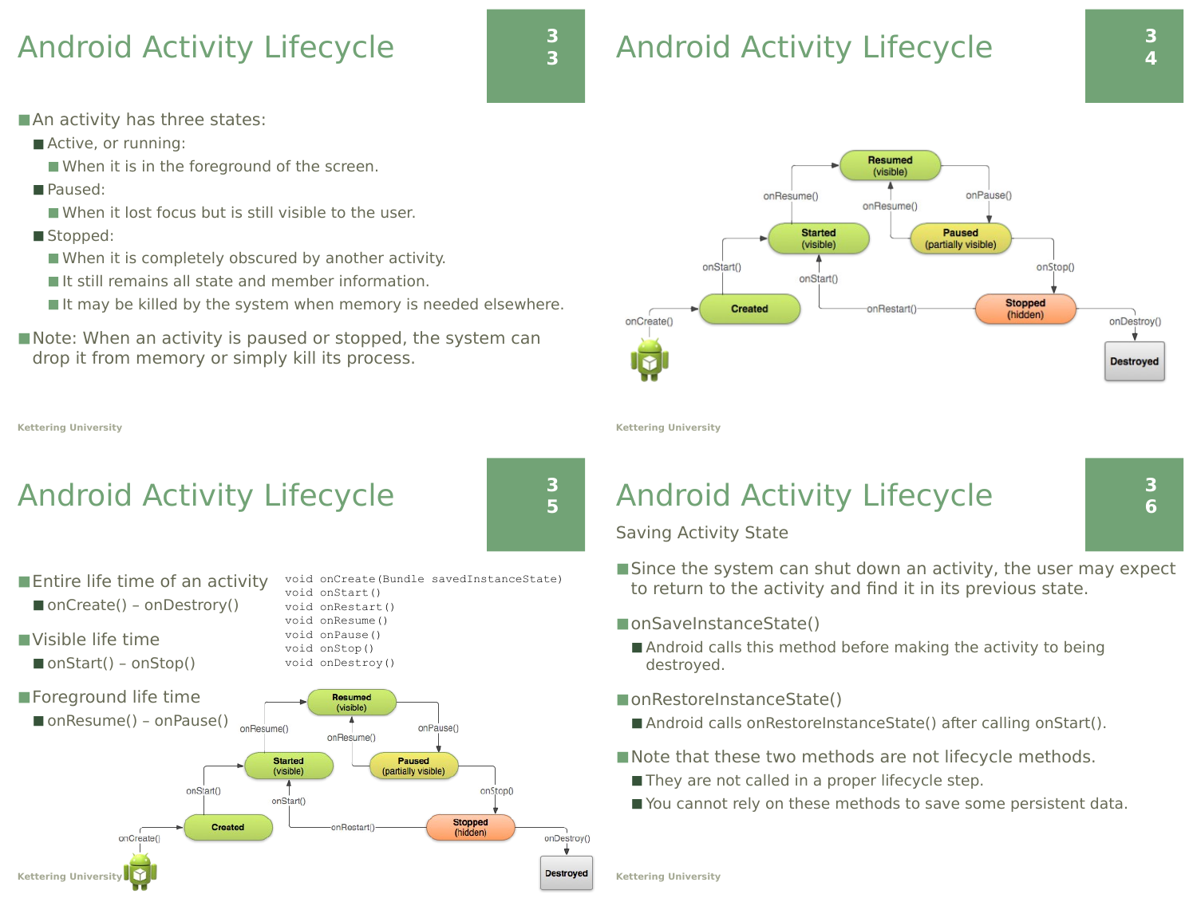# Android Activity Lifecycle

- An activity has three states:
  - Active, or running:
    - When it is in the foreground of the screen.
  - Paused:
    - When it lost focus but is still visible to the user.
  - Stopped:
    - When it is completely obscured by another activity.
    - It still remains all state and member information.
    - It may be killed by the system when memory is needed elsewhere.
- Note: When an activity is paused or stopped, the system can drop it from memory or simply kill its process.

# Android Activity Lifecycle

# Android Activity Lifecycle

- Entire life time of an activity
  - onCreate() – onDestrory()
- Visible life time
  - onStart() – onStop()
- Foreground life time
  - onResume() – onPause()

```
void onCreate(Bundle savedInstanceState)
void onStart()
void onRestart()
void onResume()
void onPause()
void onStop()
void onDestroy()
```

# Android Activity Lifecycle

Saving Activity State

- Since the system can shut down an activity, the user may expect to return to the activity and find it in its previous state.
- onSaveInstanceState()
  - Android calls this method before making the activity to being destroyed.
- onRestoreInstanceState()
  - Android calls onRestoreInstanceState() after calling onStart().
- Note that these two methods are not lifecycle methods.
  - They are not called in a proper lifecycle step.
  - You cannot rely on these methods to save some persistent data.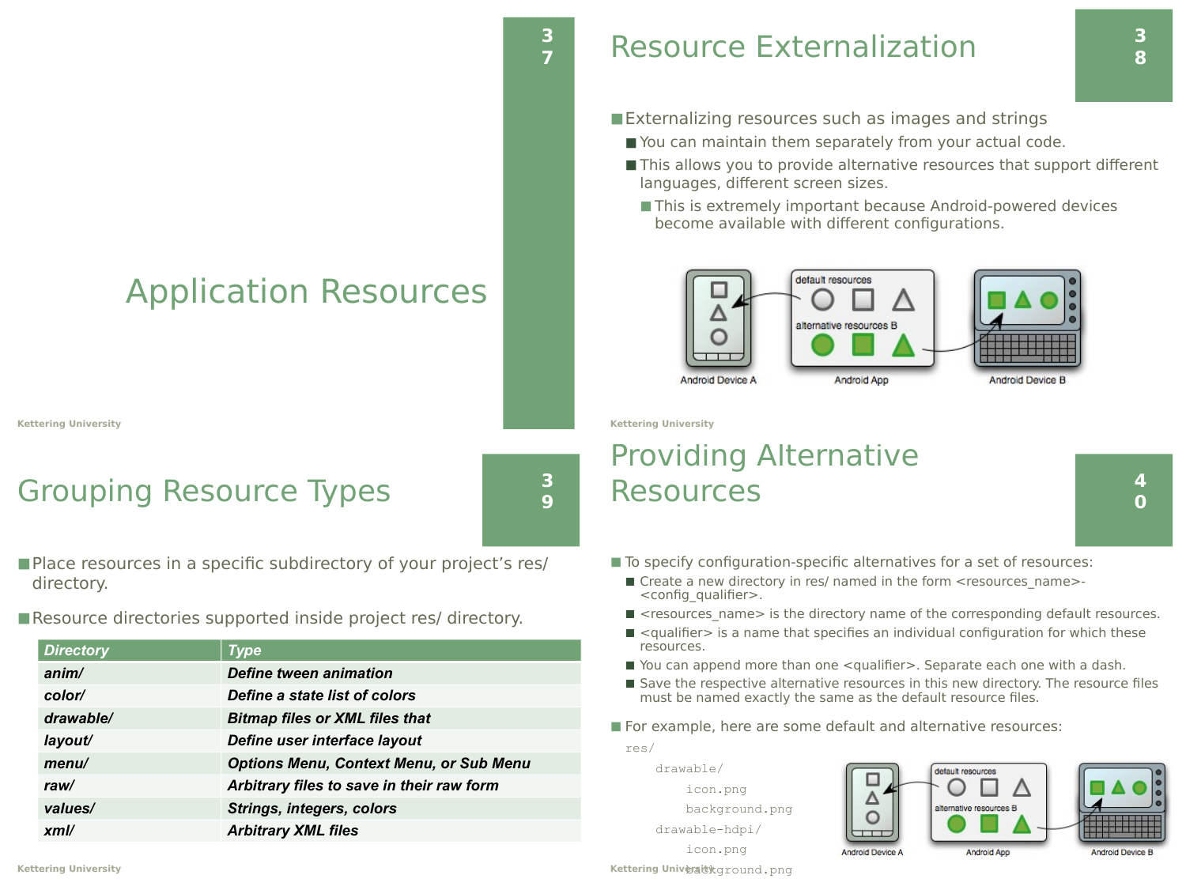# Application Resources

# Resource Externalization

- Externalizing resources such as images and strings
  - You can maintain them separately from your actual code.
  - This allows you to provide alternative resources that support different languages, different screen sizes.
    - This is extremely important because Android-powered devices become available with different configurations.

# Grouping Resource Types

- Place resources in a specific subdirectory of your project's res/ directory.
- Resource directories supported inside project res/ directory.

| Directory | Type |
|---|---|
| anim/ | Define tween animation |
| color/ | Define a state list of colors |
| drawable/ | Bitmap files or XML files that |
| layout/ | Define user interface layout |
| menu/ | Options Menu, Context Menu, or Sub Menu |
| raw/ | Arbitrary files to save in their raw form |
| values/ | Strings, integers, colors |
| xml/ | Arbitrary XML files |

# Providing Alternative Resources

- To specify configuration-specific alternatives for a set of resources:
  - Create a new directory in res/ named in the form <resources_name>-<config_qualifier>.
  - <resources_name> is the directory name of the corresponding default resources.
  - <qualifier> is a name that specifies an individual configuration for which these resources.
  - You can append more than one <qualifier>. Separate each one with a dash.
  - Save the respective alternative resources in this new directory. The resource files must be named exactly the same as the default resource files.
- For example, here are some default and alternative resources:

```
res/
    drawable/
        icon.png
        background.png
    drawable-hdpi/
        icon.png
        background.png
```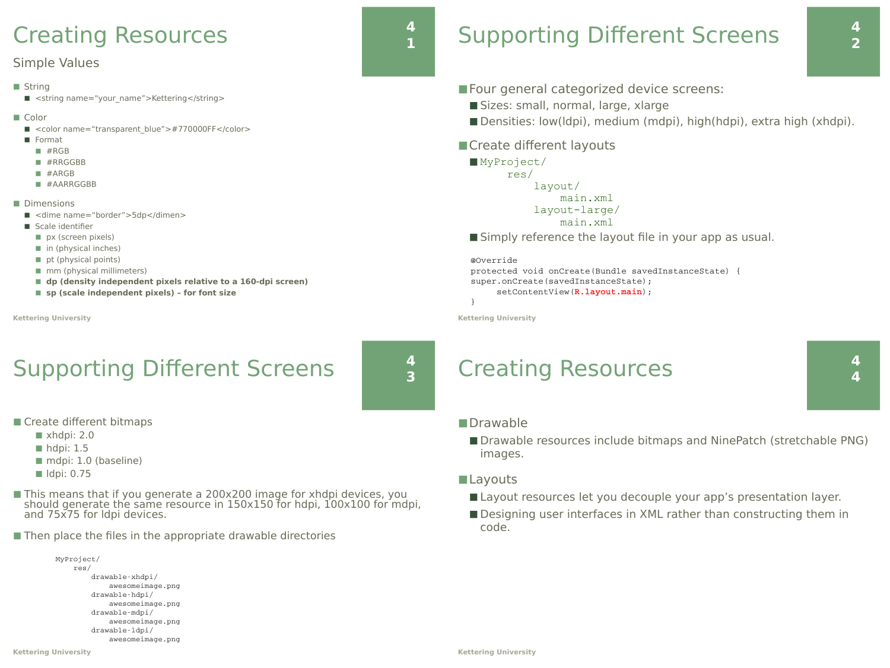# Creating Resources

## Simple Values

- String
  - <string name="your_name">Kettering</string>
- Color
  - <color name="transparent_blue">#770000FF</color>
  - Format
    - #RGB
    - #RRGGBB
    - #ARGB
    - #AARRGGBB
- Dimensions
  - <dime name="border">5dp</dimen>
  - Scale identifier
    - px (screen pixels)
    - in (physical inches)
    - pt (physical points)
    - mm (physical millimeters)
    - **dp (density independent pixels relative to a 160-dpi screen)**
    - **sp (scale independent pixels) – for font size**

# Supporting Different Screens

- Four general categorized device screens:
  - Sizes: small, normal, large, xlarge
  - Densities: low(ldpi), medium (mdpi), high(hdpi), extra high (xhdpi).
- Create different layouts
  - ```
    MyProject/
        res/
            layout/
                main.xml
            layout-large/
                main.xml
    ```
  - Simply reference the layout file in your app as usual.

```
@Override
protected void onCreate(Bundle savedInstanceState) {
super.onCreate(savedInstanceState);
    setContentView(R.layout.main);
}
```

# Supporting Different Screens

- Create different bitmaps
  - xhdpi: 2.0
  - hdpi: 1.5
  - mdpi: 1.0 (baseline)
  - ldpi: 0.75
- This means that if you generate a 200x200 image for xhdpi devices, you should generate the same resource in 150x150 for hdpi, 100x100 for mdpi, and 75x75 for ldpi devices.
- Then place the files in the appropriate drawable directories

```
MyProject/
    res/
        drawable-xhdpi/
            awesomeimage.png
        drawable-hdpi/
            awesomeimage.png
        drawable-mdpi/
            awesomeimage.png
        drawable-ldpi/
            awesomeimage.png
```

# Creating Resources

- Drawable
  - Drawable resources include bitmaps and NinePatch (stretchable PNG) images.
- Layouts
  - Layout resources let you decouple your app's presentation layer.
  - Designing user interfaces in XML rather than constructing them in code.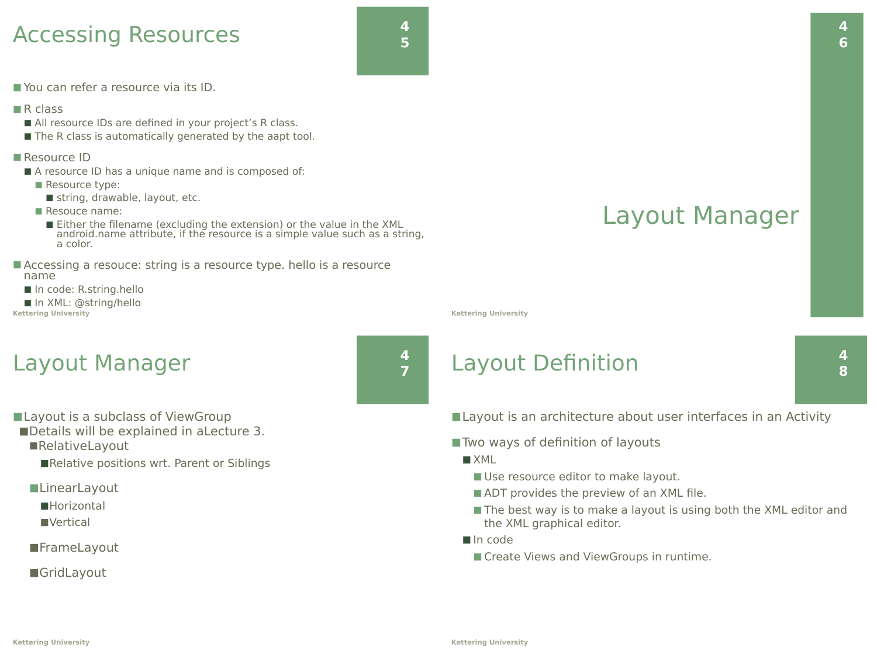## Accessing Resources

- You can refer a resource via its ID.
- R class
  - All resource IDs are defined in your project's R class.
  - The R class is automatically generated by the aapt tool.
- Resource ID
  - A resource ID has a unique name and is composed of:
    - Resource type:
      - string, drawable, layout, etc.
    - Resouce name:
      - Either the filename (excluding the extension) or the value in the XML android.name attribute, if the resource is a simple value such as a string, a color.
- Accessing a resouce: string is a resource type. hello is a resource name
  - In code: R.string.hello
  - In XML: @string/hello

# Layout Manager

## Layout Manager

- Layout is a subclass of ViewGroup
  - Details will be explained in aLecture 3.
    - RelativeLayout
      - Relative positions wrt. Parent or Siblings
    - LinearLayout
      - Horizontal
      - Vertical
    - FrameLayout
    - GridLayout

## Layout Definition

- Layout is an architecture about user interfaces in an Activity
- Two ways of definition of layouts
  - XML
    - Use resource editor to make layout.
    - ADT provides the preview of an XML file.
    - The best way is to make a layout is using both the XML editor and the XML graphical editor.
  - In code
    - Create Views and ViewGroups in runtime.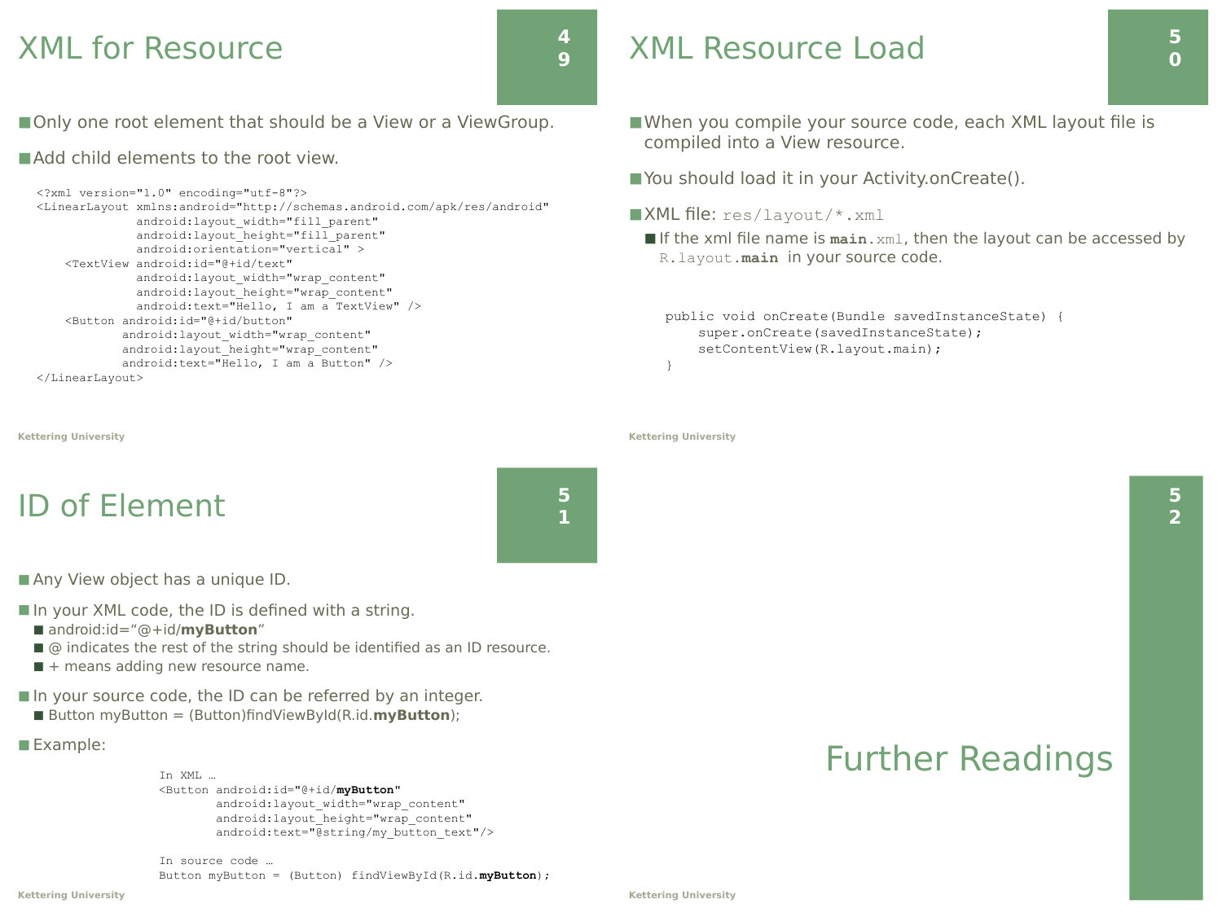# XML for Resource

- Only one root element that should be a View or a ViewGroup.
- Add child elements to the root view.

```
<?xml version="1.0" encoding="utf-8"?>
<LinearLayout xmlns:android="http://schemas.android.com/apk/res/android"
              android:layout_width="fill_parent"
              android:layout_height="fill_parent"
              android:orientation="vertical" >
    <TextView android:id="@+id/text"
              android:layout_width="wrap_content"
              android:layout_height="wrap_content"
              android:text="Hello, I am a TextView" />
    <Button android:id="@+id/button"
            android:layout_width="wrap_content"
            android:layout_height="wrap_content"
            android:text="Hello, I am a Button" />
</LinearLayout>
```

# XML Resource Load

- When you compile your source code, each XML layout file is compiled into a View resource.
- You should load it in your Activity.onCreate().
- XML file: `res/layout/*.xml`
  - If the xml file name is **`main`**`.xml`, then the layout can be accessed by `R.layout.`**`main`** in your source code.

```
public void onCreate(Bundle savedInstanceState) {
    super.onCreate(savedInstanceState);
    setContentView(R.layout.main);
}
```

# ID of Element

- Any View object has a unique ID.
- In your XML code, the ID is defined with a string.
  - android:id="@+id/**myButton**"
  - @ indicates the rest of the string should be identified as an ID resource.
  - + means adding new resource name.
- In your source code, the ID can be referred by an integer.
  - Button myButton = (Button)findViewById(R.id.**myButton**);
- Example:

```
In XML …
<Button android:id="@+id/myButton"
        android:layout_width="wrap_content"
        android:layout_height="wrap_content"
        android:text="@string/my_button_text"/>

In source code …
Button myButton = (Button) findViewById(R.id.myButton);
```

# Further Readings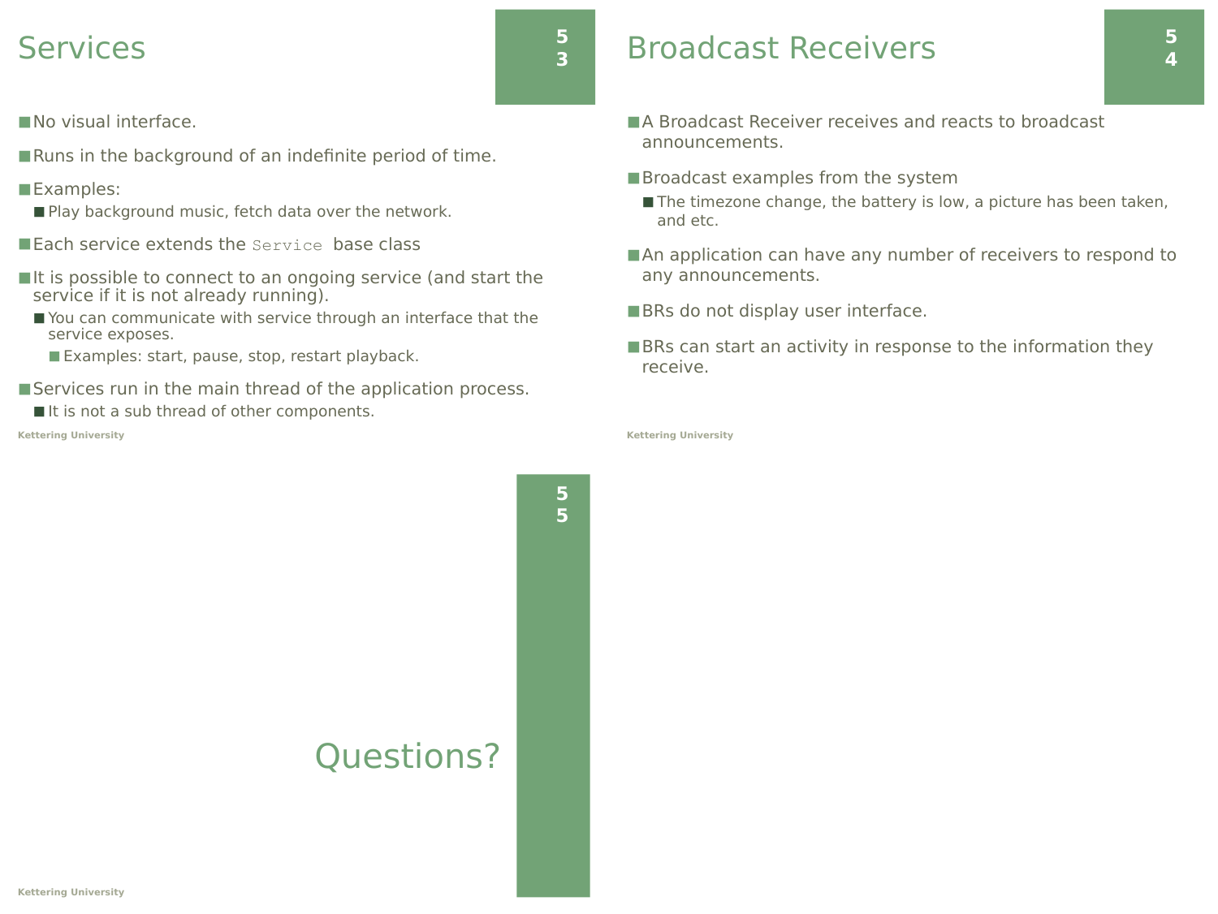# Services

- No visual interface.
- Runs in the background of an indefinite period of time.
- Examples:
  - Play background music, fetch data over the network.
- Each service extends the `Service` base class
- It is possible to connect to an ongoing service (and start the service if it is not already running).
  - You can communicate with service through an interface that the service exposes.
    - Examples: start, pause, stop, restart playback.
- Services run in the main thread of the application process.
  - It is not a sub thread of other components.

# Broadcast Receivers

- A Broadcast Receiver receives and reacts to broadcast announcements.
- Broadcast examples from the system
  - The timezone change, the battery is low, a picture has been taken, and etc.
- An application can have any number of receivers to respond to any announcements.
- BRs do not display user interface.
- BRs can start an activity in response to the information they receive.

# Questions?